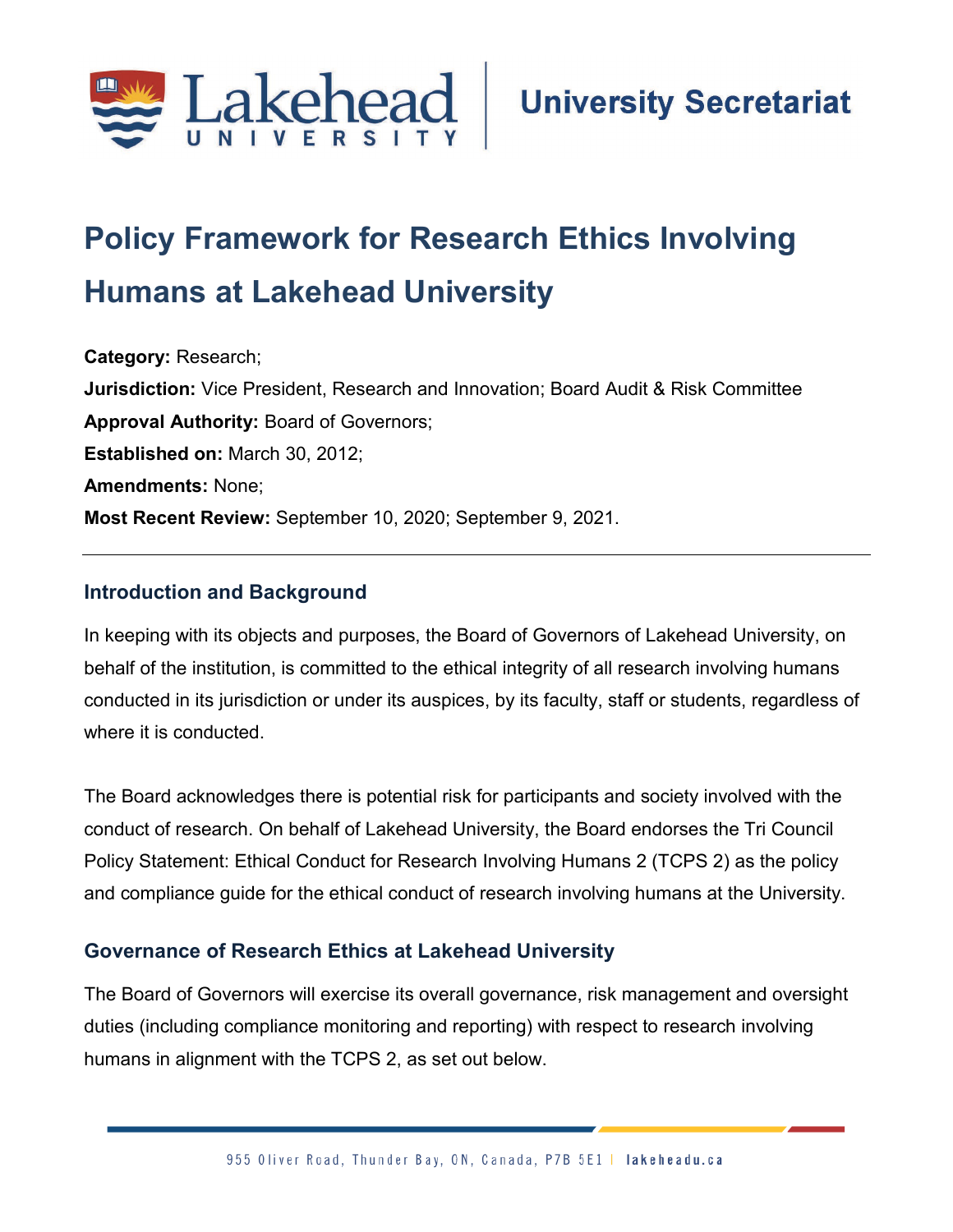# Policy Framework for Research Ethics Involving Humans at Lakehead University

**Category:** Research;
**Jurisdiction:** Vice President, Research and Innovation; Board Audit & Risk Committee
**Approval Authority:** Board of Governors;
**Established on:** March 30, 2012;
**Amendments:** None;
**Most Recent Review:** September 10, 2020; September 9, 2021.

---

## Introduction and Background

In keeping with its objects and purposes, the Board of Governors of Lakehead University, on behalf of the institution, is committed to the ethical integrity of all research involving humans conducted in its jurisdiction or under its auspices, by its faculty, staff or students, regardless of where it is conducted.

The Board acknowledges there is potential risk for participants and society involved with the conduct of research. On behalf of Lakehead University, the Board endorses the Tri Council Policy Statement: Ethical Conduct for Research Involving Humans 2 (TCPS 2) as the policy and compliance guide for the ethical conduct of research involving humans at the University.

## Governance of Research Ethics at Lakehead University

The Board of Governors will exercise its overall governance, risk management and oversight duties (including compliance monitoring and reporting) with respect to research involving humans in alignment with the TCPS 2, as set out below.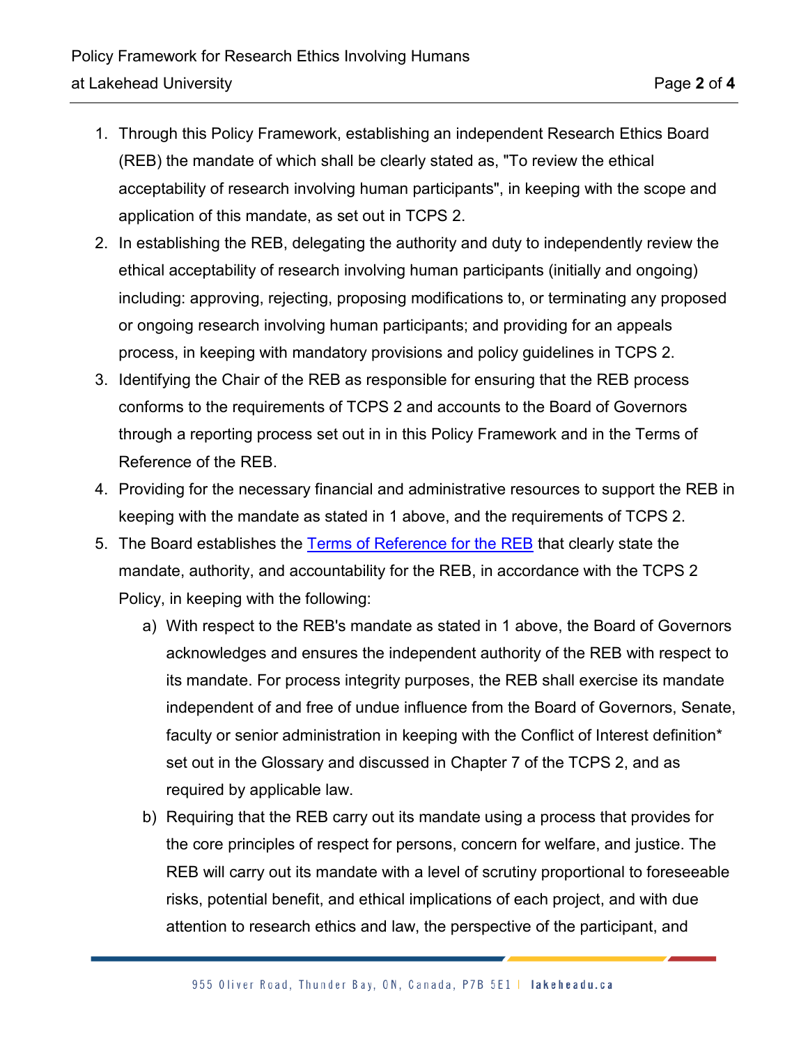1. Through this Policy Framework, establishing an independent Research Ethics Board (REB) the mandate of which shall be clearly stated as, "To review the ethical acceptability of research involving human participants", in keeping with the scope and application of this mandate, as set out in TCPS 2.
2. In establishing the REB, delegating the authority and duty to independently review the ethical acceptability of research involving human participants (initially and ongoing) including: approving, rejecting, proposing modifications to, or terminating any proposed or ongoing research involving human participants; and providing for an appeals process, in keeping with mandatory provisions and policy guidelines in TCPS 2.
3. Identifying the Chair of the REB as responsible for ensuring that the REB process conforms to the requirements of TCPS 2 and accounts to the Board of Governors through a reporting process set out in in this Policy Framework and in the Terms of Reference of the REB.
4. Providing for the necessary financial and administrative resources to support the REB in keeping with the mandate as stated in 1 above, and the requirements of TCPS 2.
5. The Board establishes the [Terms of Reference for the REB]() that clearly state the mandate, authority, and accountability for the REB, in accordance with the TCPS 2 Policy, in keeping with the following:
    a) With respect to the REB's mandate as stated in 1 above, the Board of Governors acknowledges and ensures the independent authority of the REB with respect to its mandate. For process integrity purposes, the REB shall exercise its mandate independent of and free of undue influence from the Board of Governors, Senate, faculty or senior administration in keeping with the Conflict of Interest definition* set out in the Glossary and discussed in Chapter 7 of the TCPS 2, and as required by applicable law.
    b) Requiring that the REB carry out its mandate using a process that provides for the core principles of respect for persons, concern for welfare, and justice. The REB will carry out its mandate with a level of scrutiny proportional to foreseeable risks, potential benefit, and ethical implications of each project, and with due attention to research ethics and law, the perspective of the participant, and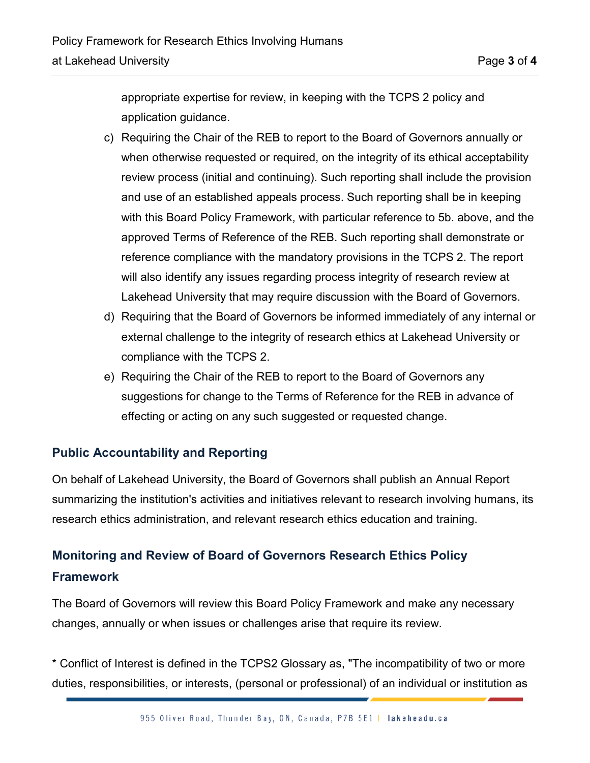appropriate expertise for review, in keeping with the TCPS 2 policy and application guidance.

c) Requiring the Chair of the REB to report to the Board of Governors annually or when otherwise requested or required, on the integrity of its ethical acceptability review process (initial and continuing). Such reporting shall include the provision and use of an established appeals process. Such reporting shall be in keeping with this Board Policy Framework, with particular reference to 5b. above, and the approved Terms of Reference of the REB. Such reporting shall demonstrate or reference compliance with the mandatory provisions in the TCPS 2. The report will also identify any issues regarding process integrity of research review at Lakehead University that may require discussion with the Board of Governors.

d) Requiring that the Board of Governors be informed immediately of any internal or external challenge to the integrity of research ethics at Lakehead University or compliance with the TCPS 2.

e) Requiring the Chair of the REB to report to the Board of Governors any suggestions for change to the Terms of Reference for the REB in advance of effecting or acting on any such suggested or requested change.

## Public Accountability and Reporting

On behalf of Lakehead University, the Board of Governors shall publish an Annual Report summarizing the institution's activities and initiatives relevant to research involving humans, its research ethics administration, and relevant research ethics education and training.

## Monitoring and Review of Board of Governors Research Ethics Policy Framework

The Board of Governors will review this Board Policy Framework and make any necessary changes, annually or when issues or challenges arise that require its review.

* Conflict of Interest is defined in the TCPS2 Glossary as, "The incompatibility of two or more duties, responsibilities, or interests, (personal or professional) of an individual or institution as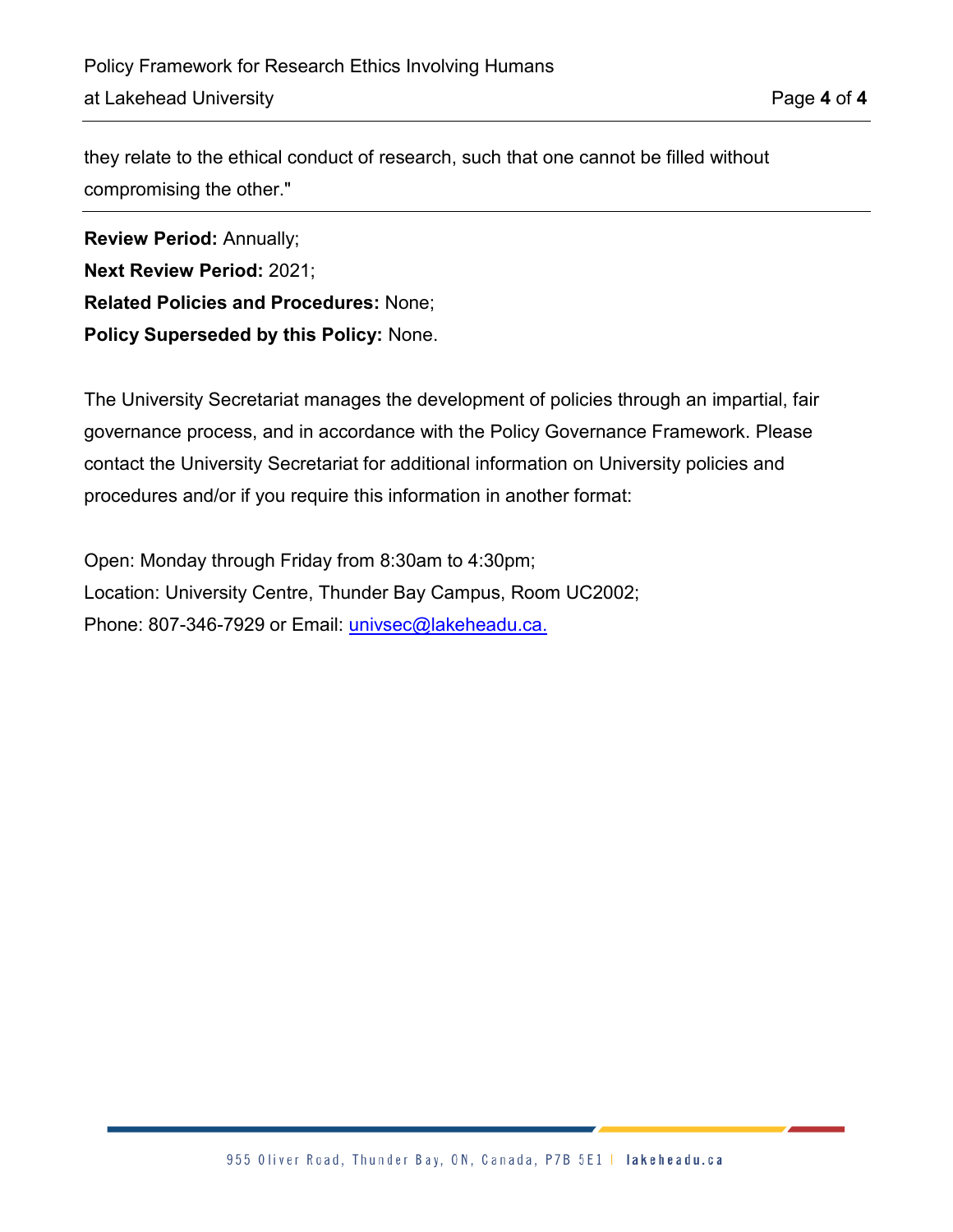they relate to the ethical conduct of research, such that one cannot be filled without compromising the other."

---

**Review Period:** Annually;
**Next Review Period:** 2021;
**Related Policies and Procedures:** None;
**Policy Superseded by this Policy:** None.

The University Secretariat manages the development of policies through an impartial, fair governance process, and in accordance with the Policy Governance Framework. Please contact the University Secretariat for additional information on University policies and procedures and/or if you require this information in another format:

Open: Monday through Friday from 8:30am to 4:30pm;
Location: University Centre, Thunder Bay Campus, Room UC2002;
Phone: 807-346-7929 or Email: univsec@lakeheadu.ca.